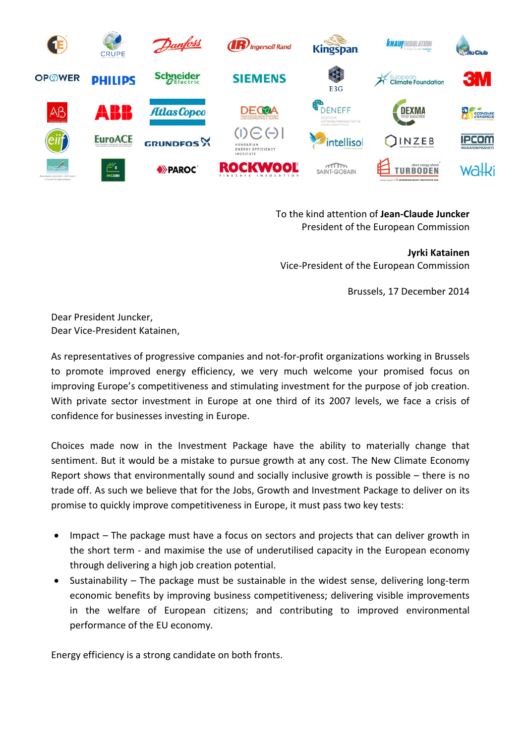To the kind attention of **Jean-Claude Juncker**
President of the European Commission

**Jyrki Katainen**
Vice-President of the European Commission

Brussels, 17 December 2014

Dear President Juncker,
Dear Vice-President Katainen,

As representatives of progressive companies and not-for-profit organizations working in Brussels to promote improved energy efficiency, we very much welcome your promised focus on improving Europe's competitiveness and stimulating investment for the purpose of job creation. With private sector investment in Europe at one third of its 2007 levels, we face a crisis of confidence for businesses investing in Europe.

Choices made now in the Investment Package have the ability to materially change that sentiment. But it would be a mistake to pursue growth at any cost. The New Climate Economy Report shows that environmentally sound and socially inclusive growth is possible – there is no trade off. As such we believe that for the Jobs, Growth and Investment Package to deliver on its promise to quickly improve competitiveness in Europe, it must pass two key tests:

- Impact – The package must have a focus on sectors and projects that can deliver growth in the short term - and maximise the use of underutilised capacity in the European economy through delivering a high job creation potential.
- Sustainability – The package must be sustainable in the widest sense, delivering long-term economic benefits by improving business competitiveness; delivering visible improvements in the welfare of European citizens; and contributing to improved environmental performance of the EU economy.

Energy efficiency is a strong candidate on both fronts.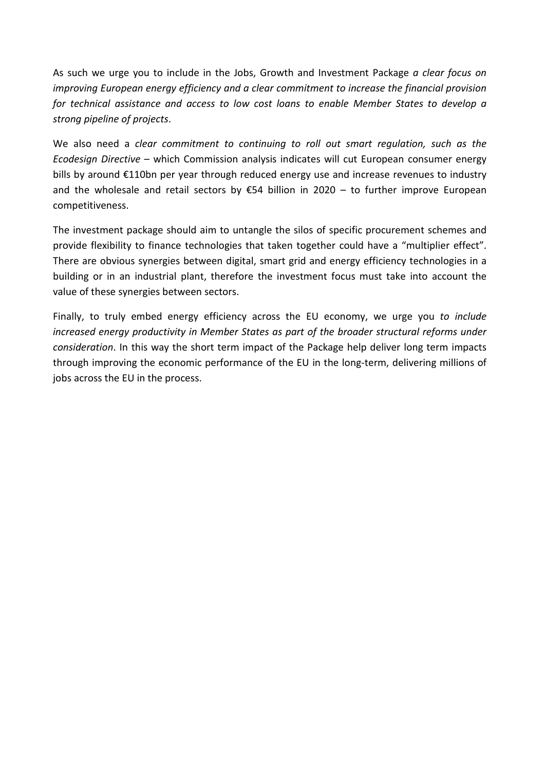As such we urge you to include in the Jobs, Growth and Investment Package *a clear focus on improving European energy efficiency and a clear commitment to increase the financial provision for technical assistance and access to low cost loans to enable Member States to develop a strong pipeline of projects*.

We also need a *clear commitment to continuing to roll out smart regulation, such as the Ecodesign Directive* – which Commission analysis indicates will cut European consumer energy bills by around €110bn per year through reduced energy use and increase revenues to industry and the wholesale and retail sectors by €54 billion in 2020 – to further improve European competitiveness.

The investment package should aim to untangle the silos of specific procurement schemes and provide flexibility to finance technologies that taken together could have a "multiplier effect". There are obvious synergies between digital, smart grid and energy efficiency technologies in a building or in an industrial plant, therefore the investment focus must take into account the value of these synergies between sectors.

Finally, to truly embed energy efficiency across the EU economy, we urge you *to include increased energy productivity in Member States as part of the broader structural reforms under consideration*. In this way the short term impact of the Package help deliver long term impacts through improving the economic performance of the EU in the long-term, delivering millions of jobs across the EU in the process.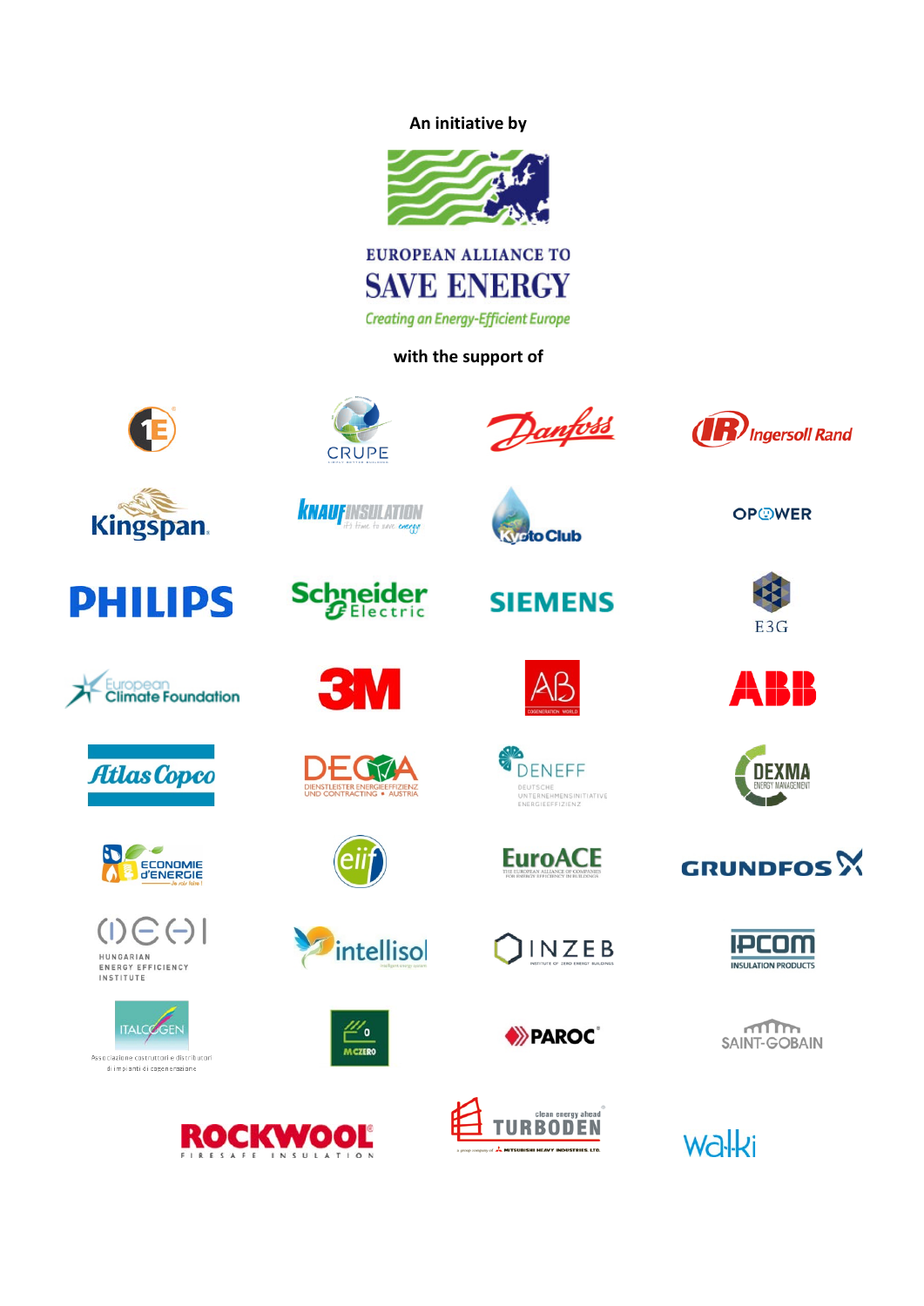An initiative by

EUROPEAN ALLIANCE TO
SAVE ENERGY
Creating an Energy-Efficient Europe

with the support of

1E
CRUPE
Danfoss
Ingersoll Rand
Kingspan
KNAUF INSULATION
Kyoto Club
OPOWER
PHILIPS
Schneider Electric
SIEMENS
E3G
European Climate Foundation
3M
AB
ABB
Atlas Copco
DECA
DENEFF
DEXMA
ECONOMIE D'ENERGIE
eiif
EuroACE
GRUNDFOS
HUNGARIAN ENERGY EFFICIENCY INSTITUTE
intellisol
INZEB
IPCOM
ITALCOGEN
MCZERO
PAROC
SAINT-GOBAIN
ROCKWOOL
TURBODEN
Walki